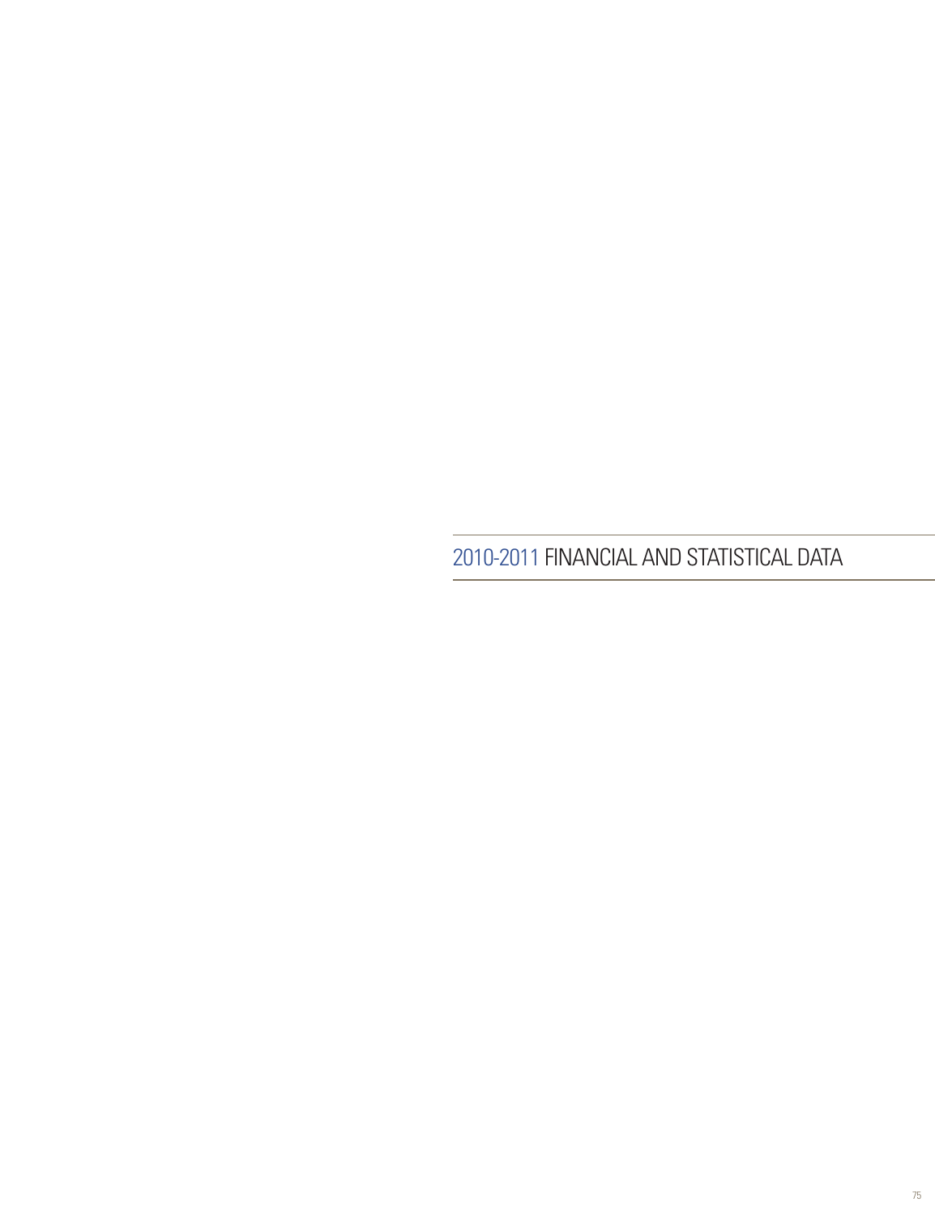# 2010-2011 FINANCIAL AND STATISTICAL DATA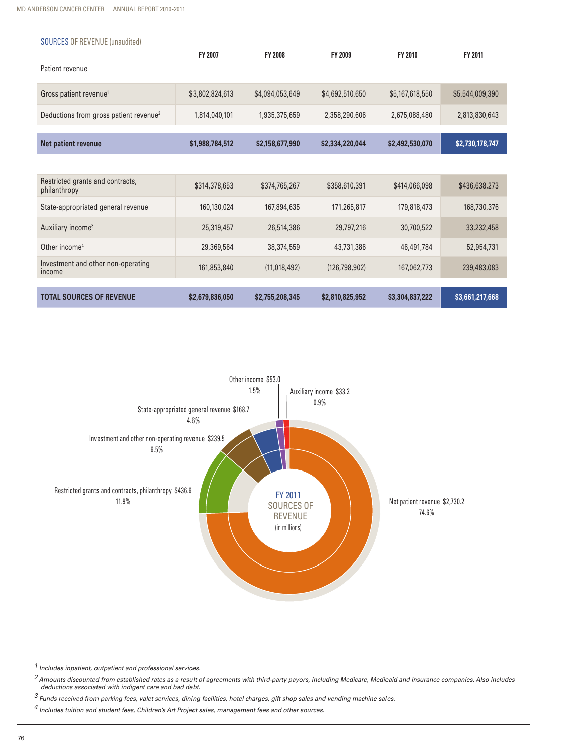## SOURCES OF REVENUE (unaudited)

| Patient revenue | FY 2007 | FY 2008 | FY 2009 | FY 2010 | FY 2011 |
|---|---|---|---|---|---|
| Gross patient revenue[1] | $3,802,824,613 | $4,094,053,649 | $4,692,510,650 | $5,167,618,550 | $5,544,009,390 |
| Deductions from gross patient revenue[2] | 1,814,040,101 | 1,935,375,659 | 2,358,290,606 | 2,675,088,480 | 2,813,830,643 |
| **Net patient revenue** | **$1,988,784,512** | **$2,158,677,990** | **$2,334,220,044** | **$2,492,530,070** | **$2,730,178,747** |
| Restricted grants and contracts, philanthropy | $314,378,653 | $374,765,267 | $358,610,391 | $414,066,098 | $436,638,273 |
| State-appropriated general revenue | 160,130,024 | 167,894,635 | 171,265,817 | 179,818,473 | 168,730,376 |
| Auxiliary income[3] | 25,319,457 | 26,514,386 | 29,797,216 | 30,700,522 | 33,232,458 |
| Other income[4] | 29,369,564 | 38,374,559 | 43,731,386 | 46,491,784 | 52,954,731 |
| Investment and other non-operating income | 161,853,840 | (11,018,492) | (126,798,902) | 167,062,773 | 239,483,083 |
| **TOTAL SOURCES OF REVENUE** | **$2,679,836,050** | **$2,755,208,345** | **$2,810,825,952** | **$3,304,837,222** | **$3,661,217,668** |

**FY 2011 SOURCES OF REVENUE** (in millions)

- Net patient revenue $2,730.2 — 74.6%
- Restricted grants and contracts, philanthropy $436.6 — 11.9%
- Investment and other non-operating revenue $239.5 — 6.5%
- State-appropriated general revenue $168.7 — 4.6%
- Other income $53.0 — 1.5%
- Auxiliary income $33.2 — 0.9%

*[1] Includes inpatient, outpatient and professional services.*

*[2] Amounts discounted from established rates as a result of agreements with third-party payors, including Medicare, Medicaid and insurance companies. Also includes deductions associated with indigent care and bad debt.*

*[3] Funds received from parking fees, valet services, dining facilities, hotel charges, gift shop sales and vending machine sales.*

*[4] Includes tuition and student fees, Children's Art Project sales, management fees and other sources.*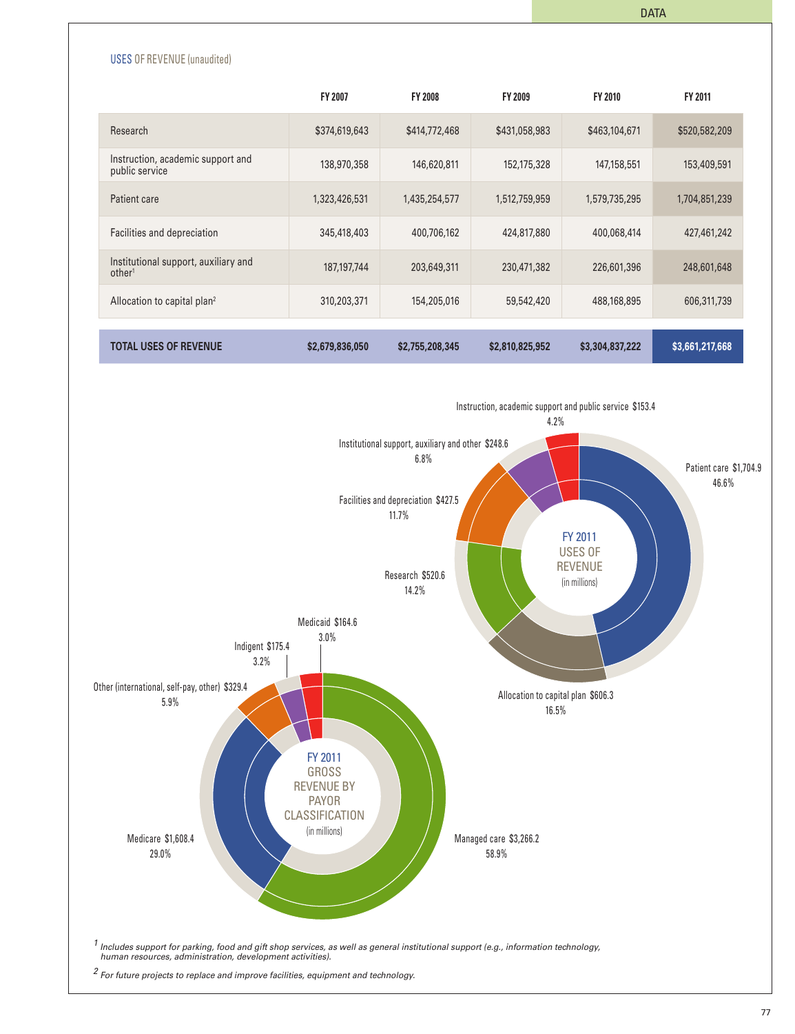## USES OF REVENUE (unaudited)

| | FY 2007 | FY 2008 | FY 2009 | FY 2010 | FY 2011 |
|---|---|---|---|---|---|
| Research | $374,619,643 | $414,772,468 | $431,058,983 | $463,104,671 | $520,582,209 |
| Instruction, academic support and public service | 138,970,358 | 146,620,811 | 152,175,328 | 147,158,551 | 153,409,591 |
| Patient care | 1,323,426,531 | 1,435,254,577 | 1,512,759,959 | 1,579,735,295 | 1,704,851,239 |
| Facilities and depreciation | 345,418,403 | 400,706,162 | 424,817,880 | 400,068,414 | 427,461,242 |
| Institutional support, auxiliary and other[1] | 187,197,744 | 203,649,311 | 230,471,382 | 226,601,396 | 248,601,648 |
| Allocation to capital plan[2] | 310,203,371 | 154,205,016 | 59,542,420 | 488,168,895 | 606,311,739 |
| **TOTAL USES OF REVENUE** | **$2,679,836,050** | **$2,755,208,345** | **$2,810,825,952** | **$3,304,837,222** | **$3,661,217,668** |

**FY 2011 USES OF REVENUE** (in millions)

- Instruction, academic support and public service $153.4 — 4.2%
- Institutional support, auxiliary and other $248.6 — 6.8%
- Facilities and depreciation $427.5 — 11.7%
- Research $520.6 — 14.2%
- Patient care $1,704.9 — 46.6%
- Allocation to capital plan $606.3 — 16.5%

**FY 2011 GROSS REVENUE BY PAYOR CLASSIFICATION** (in millions)

- Medicaid $164.6 — 3.0%
- Indigent $175.4 — 3.2%
- Other (international, self-pay, other) $329.4 — 5.9%
- Medicare $1,608.4 — 29.0%
- Managed care $3,266.2 — 58.9%

[1] *Includes support for parking, food and gift shop services, as well as general institutional support (e.g., information technology, human resources, administration, development activities).*

[2] *For future projects to replace and improve facilities, equipment and technology.*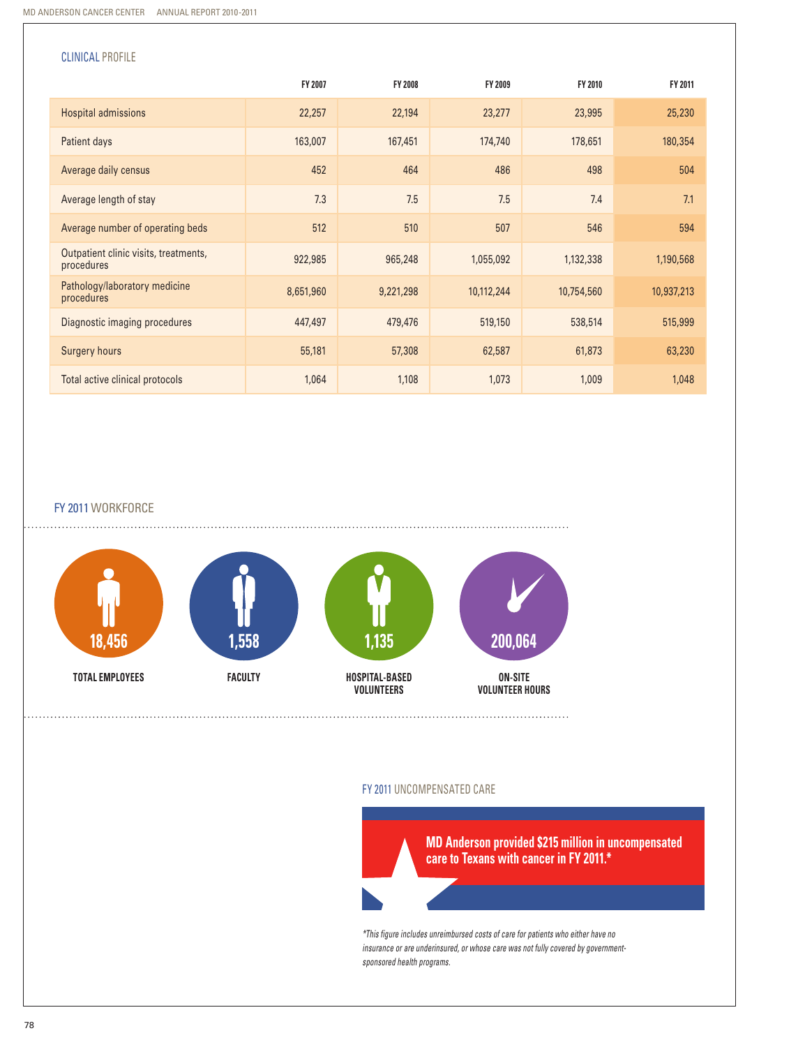## CLINICAL PROFILE

| | FY 2007 | FY 2008 | FY 2009 | FY 2010 | FY 2011 |
|---|---|---|---|---|---|
| Hospital admissions | 22,257 | 22,194 | 23,277 | 23,995 | 25,230 |
| Patient days | 163,007 | 167,451 | 174,740 | 178,651 | 180,354 |
| Average daily census | 452 | 464 | 486 | 498 | 504 |
| Average length of stay | 7.3 | 7.5 | 7.5 | 7.4 | 7.1 |
| Average number of operating beds | 512 | 510 | 507 | 546 | 594 |
| Outpatient clinic visits, treatments, procedures | 922,985 | 965,248 | 1,055,092 | 1,132,338 | 1,190,568 |
| Pathology/laboratory medicine procedures | 8,651,960 | 9,221,298 | 10,112,244 | 10,754,560 | 10,937,213 |
| Diagnostic imaging procedures | 447,497 | 479,476 | 519,150 | 538,514 | 515,999 |
| Surgery hours | 55,181 | 57,308 | 62,587 | 61,873 | 63,230 |
| Total active clinical protocols | 1,064 | 1,108 | 1,073 | 1,009 | 1,048 |

## FY 2011 WORKFORCE

**18,456**
TOTAL EMPLOYEES

**1,558**
FACULTY

**1,135**
HOSPITAL-BASED VOLUNTEERS

**200,064**
ON-SITE VOLUNTEER HOURS

## FY 2011 UNCOMPENSATED CARE

**MD Anderson provided $215 million in uncompensated care to Texans with cancer in FY 2011.***

*\*This figure includes unreimbursed costs of care for patients who either have no insurance or are underinsured, or whose care was not fully covered by government-sponsored health programs.*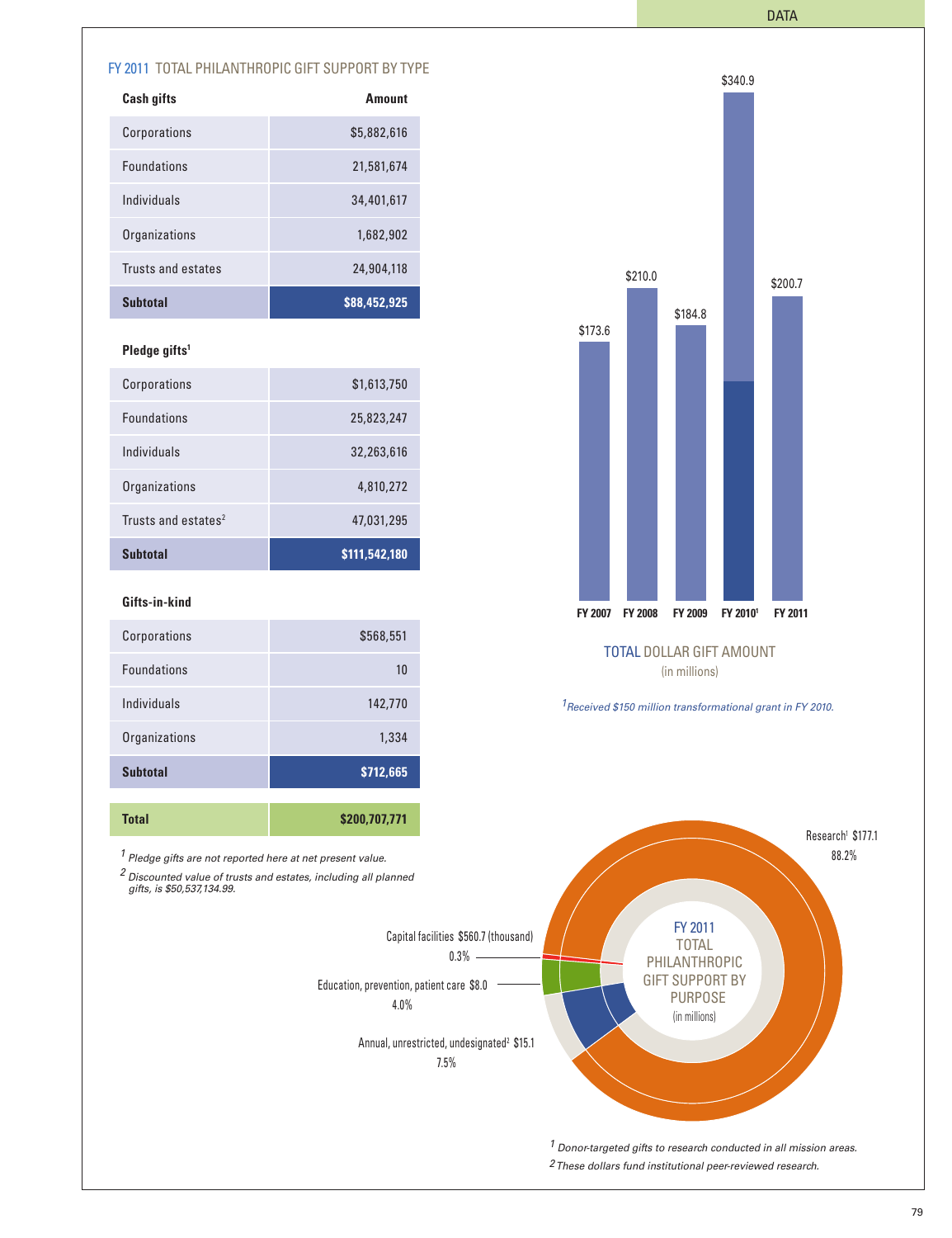## FY 2011 TOTAL PHILANTHROPIC GIFT SUPPORT BY TYPE

| Cash gifts | Amount |
|---|---|
| Corporations | $5,882,616 |
| Foundations | 21,581,674 |
| Individuals | 34,401,617 |
| Organizations | 1,682,902 |
| Trusts and estates | 24,904,118 |
| **Subtotal** | **$88,452,925** |

| Pledge gifts[1] | Amount |
|---|---|
| Corporations | $1,613,750 |
| Foundations | 25,823,247 |
| Individuals | 32,263,616 |
| Organizations | 4,810,272 |
| Trusts and estates[2] | 47,031,295 |
| **Subtotal** | **$111,542,180** |

| Gifts-in-kind | Amount |
|---|---|
| Corporations | $568,551 |
| Foundations | 10 |
| Individuals | 142,770 |
| Organizations | 1,334 |
| **Subtotal** | **$712,665** |

| **Total** | **$200,707,771** |
|---|---|

*[1] Pledge gifts are not reported here at net present value.*

*[2] Discounted value of trusts and estates, including all planned gifts, is $50,537,134.99.*

## TOTAL DOLLAR GIFT AMOUNT
(in millions)

| FY 2007 | FY 2008 | FY 2009 | FY 2010[1] | FY 2011 |
|---|---|---|---|---|
| $173.6 | $210.0 | $184.8 | $340.9 | $200.7 |

*[1] Received $150 million transformational grant in FY 2010.*

## FY 2011 TOTAL PHILANTHROPIC GIFT SUPPORT BY PURPOSE
(in millions)

| Purpose | Amount | Percent |
|---|---|---|
| Research[1] | $177.1 | 88.2% |
| Capital facilities | $560.7 (thousand) | 0.3% |
| Education, prevention, patient care | $8.0 | 4.0% |
| Annual, unrestricted, undesignated[2] | $15.1 | 7.5% |

*[1] Donor-targeted gifts to research conducted in all mission areas.*

*[2] These dollars fund institutional peer-reviewed research.*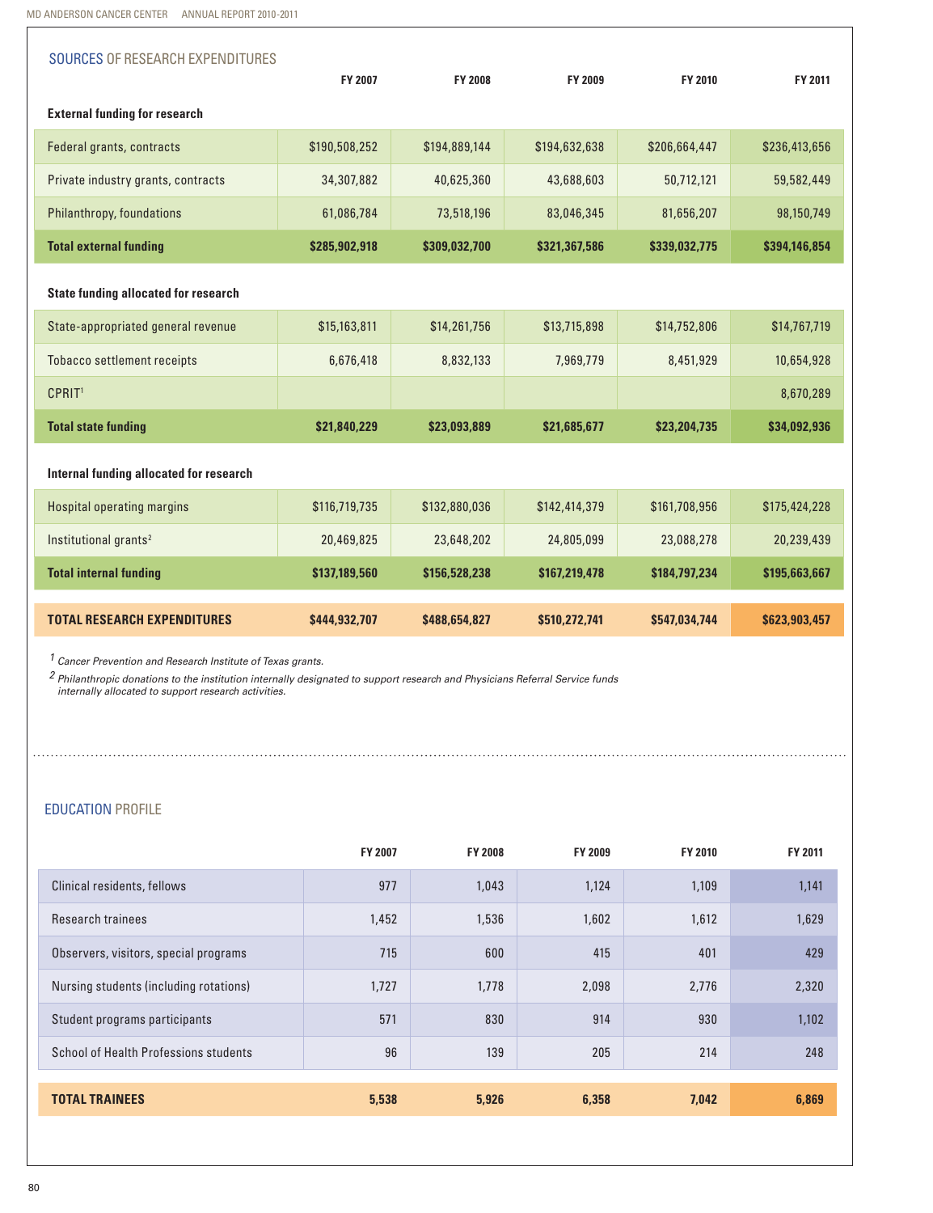## SOURCES OF RESEARCH EXPENDITURES

| | FY 2007 | FY 2008 | FY 2009 | FY 2010 | FY 2011 |
|---|---|---|---|---|---|
| **External funding for research** | | | | | |
| Federal grants, contracts | $190,508,252 | $194,889,144 | $194,632,638 | $206,664,447 | $236,413,656 |
| Private industry grants, contracts | 34,307,882 | 40,625,360 | 43,688,603 | 50,712,121 | 59,582,449 |
| Philanthropy, foundations | 61,086,784 | 73,518,196 | 83,046,345 | 81,656,207 | 98,150,749 |
| **Total external funding** | **$285,902,918** | **$309,032,700** | **$321,367,586** | **$339,032,775** | **$394,146,854** |
| **State funding allocated for research** | | | | | |
| State-appropriated general revenue | $15,163,811 | $14,261,756 | $13,715,898 | $14,752,806 | $14,767,719 |
| Tobacco settlement receipts | 6,676,418 | 8,832,133 | 7,969,779 | 8,451,929 | 10,654,928 |
| CPRIT[1] | | | | | 8,670,289 |
| **Total state funding** | **$21,840,229** | **$23,093,889** | **$21,685,677** | **$23,204,735** | **$34,092,936** |
| **Internal funding allocated for research** | | | | | |
| Hospital operating margins | $116,719,735 | $132,880,036 | $142,414,379 | $161,708,956 | $175,424,228 |
| Institutional grants[2] | 20,469,825 | 23,648,202 | 24,805,099 | 23,088,278 | 20,239,439 |
| **Total internal funding** | **$137,189,560** | **$156,528,238** | **$167,219,478** | **$184,797,234** | **$195,663,667** |
| **TOTAL RESEARCH EXPENDITURES** | **$444,932,707** | **$488,654,827** | **$510,272,741** | **$547,034,744** | **$623,903,457** |

*[1] Cancer Prevention and Research Institute of Texas grants.*

*[2] Philanthropic donations to the institution internally designated to support research and Physicians Referral Service funds internally allocated to support research activities.*

## EDUCATION PROFILE

| | FY 2007 | FY 2008 | FY 2009 | FY 2010 | FY 2011 |
|---|---|---|---|---|---|
| Clinical residents, fellows | 977 | 1,043 | 1,124 | 1,109 | 1,141 |
| Research trainees | 1,452 | 1,536 | 1,602 | 1,612 | 1,629 |
| Observers, visitors, special programs | 715 | 600 | 415 | 401 | 429 |
| Nursing students (including rotations) | 1,727 | 1,778 | 2,098 | 2,776 | 2,320 |
| Student programs participants | 571 | 830 | 914 | 930 | 1,102 |
| School of Health Professions students | 96 | 139 | 205 | 214 | 248 |
| **TOTAL TRAINEES** | **5,538** | **5,926** | **6,358** | **7,042** | **6,869** |